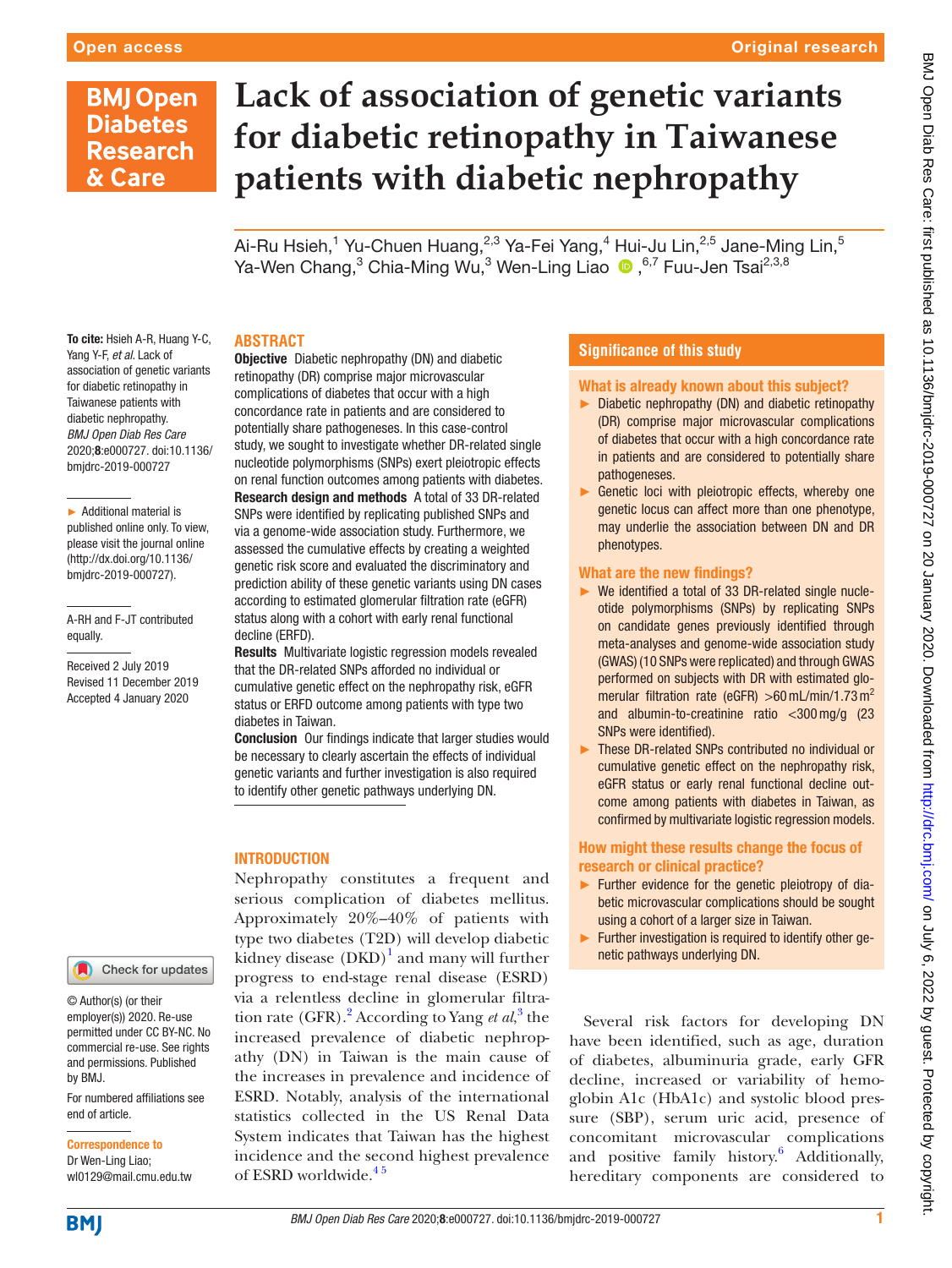# Lack of association of genetic variants for diabetic retinopathy in Taiwanese patients with diabetic nephropathy

Ai-Ru Hsieh,[1] Yu-Chuen Huang,[2,3] Ya-Fei Yang,[4] Hui-Ju Lin,[2,5] Jane-Ming Lin,[5] Ya-Wen Chang,[3] Chia-Ming Wu,[3] Wen-Ling Liao,[6,7] Fuu-Jen Tsai[2,3,8]

**To cite:** Hsieh A-R, Huang Y-C, Yang Y-F, *et al*. Lack of association of genetic variants for diabetic retinopathy in Taiwanese patients with diabetic nephropathy. *BMJ Open Diab Res Care* 2020;**8**:e000727. doi:10.1136/bmjdrc-2019-000727

► Additional material is published online only. To view, please visit the journal online (http://dx.doi.org/10.1136/bmjdrc-2019-000727).

A-RH and F-JT contributed equally.

Received 2 July 2019
Revised 11 December 2019
Accepted 4 January 2020

© Author(s) (or their employer(s)) 2020. Re-use permitted under CC BY-NC. No commercial re-use. See rights and permissions. Published by BMJ.

For numbered affiliations see end of article.

**Correspondence to**
Dr Wen-Ling Liao;
wl0129@mail.cmu.edu.tw

## ABSTRACT

**Objective** Diabetic nephropathy (DN) and diabetic retinopathy (DR) comprise major microvascular complications of diabetes that occur with a high concordance rate in patients and are considered to potentially share pathogeneses. In this case-control study, we sought to investigate whether DR-related single nucleotide polymorphisms (SNPs) exert pleiotropic effects on renal function outcomes among patients with diabetes.

**Research design and methods** A total of 33 DR-related SNPs were identified by replicating published SNPs and via a genome-wide association study. Furthermore, we assessed the cumulative effects by creating a weighted genetic risk score and evaluated the discriminatory and prediction ability of these genetic variants using DN cases according to estimated glomerular filtration rate (eGFR) status along with a cohort with early renal functional decline (ERFD).

**Results** Multivariate logistic regression models revealed that the DR-related SNPs afforded no individual or cumulative genetic effect on the nephropathy risk, eGFR status or ERFD outcome among patients with type two diabetes in Taiwan.

**Conclusion** Our findings indicate that larger studies would be necessary to clearly ascertain the effects of individual genetic variants and further investigation is also required to identify other genetic pathways underlying DN.

## Significance of this study

### What is already known about this subject?

- Diabetic nephropathy (DN) and diabetic retinopathy (DR) comprise major microvascular complications of diabetes that occur with a high concordance rate in patients and are considered to potentially share pathogeneses.
- Genetic loci with pleiotropic effects, whereby one genetic locus can affect more than one phenotype, may underlie the association between DN and DR phenotypes.

### What are the new findings?

- We identified a total of 33 DR-related single nucleotide polymorphisms (SNPs) by replicating SNPs on candidate genes previously identified through meta-analyses and genome-wide association study (GWAS) (10 SNPs were replicated) and through GWAS performed on subjects with DR with estimated glomerular filtration rate (eGFR) >60 mL/min/1.73 $m^2$ and albumin-to-creatinine ratio <300 mg/g (23 SNPs were identified).
- These DR-related SNPs contributed no individual or cumulative genetic effect on the nephropathy risk, eGFR status or early renal functional decline outcome among patients with diabetes in Taiwan, as confirmed by multivariate logistic regression models.

### How might these results change the focus of research or clinical practice?

- Further evidence for the genetic pleiotropy of diabetic microvascular complications should be sought using a cohort of a larger size in Taiwan.
- Further investigation is required to identify other genetic pathways underlying DN.

## INTRODUCTION

Nephropathy constitutes a frequent and serious complication of diabetes mellitus. Approximately 20%–40% of patients with type two diabetes (T2D) will develop diabetic kidney disease (DKD)[1] and many will further progress to end-stage renal disease (ESRD) via a relentless decline in glomerular filtration rate (GFR).[2] According to Yang *et al*,[3] the increased prevalence of diabetic nephropathy (DN) in Taiwan is the main cause of the increases in prevalence and incidence of ESRD. Notably, analysis of the international statistics collected in the US Renal Data System indicates that Taiwan has the highest incidence and the second highest prevalence of ESRD worldwide.[4,5]

Several risk factors for developing DN have been identified, such as age, duration of diabetes, albuminuria grade, early GFR decline, increased or variability of hemoglobin A1c (HbA1c) and systolic blood pressure (SBP), serum uric acid, presence of concomitant microvascular complications and positive family history.[6] Additionally, hereditary components are considered to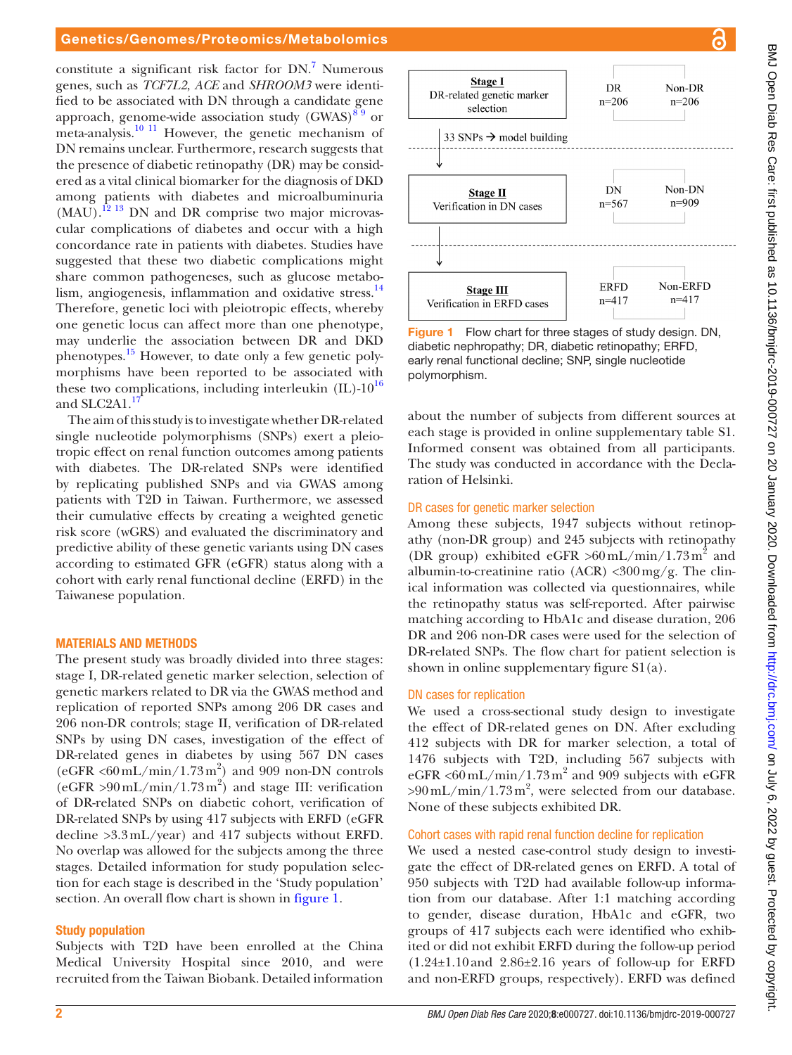constitute a significant risk factor for DN.[7] Numerous genes, such as *TCF7L2*, *ACE* and *SHROOM3* were identified to be associated with DN through a candidate gene approach, genome-wide association study (GWAS)[8 9] or meta-analysis.[10 11] However, the genetic mechanism of DN remains unclear. Furthermore, research suggests that the presence of diabetic retinopathy (DR) may be considered as a vital clinical biomarker for the diagnosis of DKD among patients with diabetes and microalbuminuria (MAU).[12 13] DN and DR comprise two major microvascular complications of diabetes and occur with a high concordance rate in patients with diabetes. Studies have suggested that these two diabetic complications might share common pathogeneses, such as glucose metabolism, angiogenesis, inflammation and oxidative stress.[14] Therefore, genetic loci with pleiotropic effects, whereby one genetic locus can affect more than one phenotype, may underlie the association between DR and DKD phenotypes.[15] However, to date only a few genetic polymorphisms have been reported to be associated with these two complications, including interleukin (IL)-10[16] and SLC2A1.[17]

The aim of this study is to investigate whether DR-related single nucleotide polymorphisms (SNPs) exert a pleiotropic effect on renal function outcomes among patients with diabetes. The DR-related SNPs were identified by replicating published SNPs and via GWAS among patients with T2D in Taiwan. Furthermore, we assessed their cumulative effects by creating a weighted genetic risk score (wGRS) and evaluated the discriminatory and predictive ability of these genetic variants using DN cases according to estimated GFR (eGFR) status along with a cohort with early renal functional decline (ERFD) in the Taiwanese population.

## MATERIALS AND METHODS

The present study was broadly divided into three stages: stage I, DR-related genetic marker selection, selection of genetic markers related to DR via the GWAS method and replication of reported SNPs among 206 DR cases and 206 non-DR controls; stage II, verification of DR-related SNPs by using DN cases, investigation of the effect of DR-related genes in diabetes by using 567 DN cases (eGFR <60 mL/min/1.73 $m^2$) and 909 non-DN controls (eGFR >90 mL/min/1.73 $m^2$) and stage III: verification of DR-related SNPs on diabetic cohort, verification of DR-related SNPs by using 417 subjects with ERFD (eGFR decline >3.3 mL/year) and 417 subjects without ERFD. No overlap was allowed for the subjects among the three stages. Detailed information for study population selection for each stage is described in the 'Study population' section. An overall flow chart is shown in figure 1.

| Stage | | |
|---|---|---|
| **Stage I** DR-related genetic marker selection | DR n=206 | Non-DR n=206 |
| 33 SNPs → model building | | |
| **Stage II** Verification in DN cases | DN n=567 | Non-DN n=909 |
| **Stage III** Verification in ERFD cases | ERFD n=417 | Non-ERFD n=417 |

Figure 1 Flow chart for three stages of study design. DN, diabetic nephropathy; DR, diabetic retinopathy; ERFD, early renal functional decline; SNP, single nucleotide polymorphism.

### Study population

Subjects with T2D have been enrolled at the China Medical University Hospital since 2010, and were recruited from the Taiwan Biobank. Detailed information about the number of subjects from different sources at each stage is provided in online supplementary table S1. Informed consent was obtained from all participants. The study was conducted in accordance with the Declaration of Helsinki.

### DR cases for genetic marker selection

Among these subjects, 1947 subjects without retinopathy (non-DR group) and 245 subjects with retinopathy (DR group) exhibited eGFR >60 mL/min/1.73 $m^2$ and albumin-to-creatinine ratio (ACR) <300 mg/g. The clinical information was collected via questionnaires, while the retinopathy status was self-reported. After pairwise matching according to HbA1c and disease duration, 206 DR and 206 non-DR cases were used for the selection of DR-related SNPs. The flow chart for patient selection is shown in online supplementary figure S1(a).

### DN cases for replication

We used a cross-sectional study design to investigate the effect of DR-related genes on DN. After excluding 412 subjects with DR for marker selection, a total of 1476 subjects with T2D, including 567 subjects with eGFR <60 mL/min/1.73 $m^2$ and 909 subjects with eGFR >90 mL/min/1.73 $m^2$, were selected from our database. None of these subjects exhibited DR.

### Cohort cases with rapid renal function decline for replication

We used a nested case-control study design to investigate the effect of DR-related genes on ERFD. A total of 950 subjects with T2D had available follow-up information from our database. After 1:1 matching according to gender, disease duration, HbA1c and eGFR, two groups of 417 subjects each were identified who exhibited or did not exhibit ERFD during the follow-up period (1.24±1.10 and 2.86±2.16 years of follow-up for ERFD and non-ERFD groups, respectively). ERFD was defined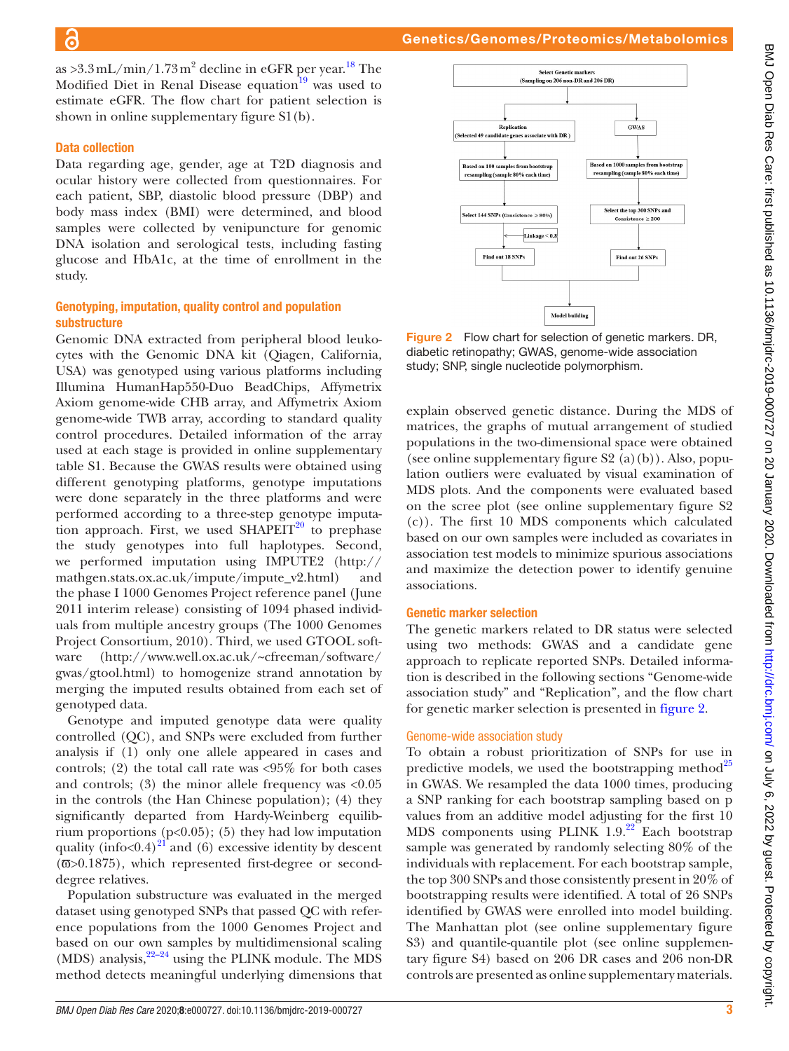as >3.3 mL/min/1.73 m$^2$ decline in eGFR per year.[18] The Modified Diet in Renal Disease equation[19] was used to estimate eGFR. The flow chart for patient selection is shown in online supplementary figure S1(b).

### Data collection

Data regarding age, gender, age at T2D diagnosis and ocular history were collected from questionnaires. For each patient, SBP, diastolic blood pressure (DBP) and body mass index (BMI) were determined, and blood samples were collected by venipuncture for genomic DNA isolation and serological tests, including fasting glucose and HbA1c, at the time of enrollment in the study.

### Genotyping, imputation, quality control and population substructure

Genomic DNA extracted from peripheral blood leukocytes with the Genomic DNA kit (Qiagen, California, USA) was genotyped using various platforms including Illumina HumanHap550-Duo BeadChips, Affymetrix Axiom genome-wide CHB array, and Affymetrix Axiom genome-wide TWB array, according to standard quality control procedures. Detailed information of the array used at each stage is provided in online supplementary table S1. Because the GWAS results were obtained using different genotyping platforms, genotype imputations were done separately in the three platforms and were performed according to a three-step genotype imputation approach. First, we used SHAPEIT[20] to prephase the study genotypes into full haplotypes. Second, we performed imputation using IMPUTE2 (http://mathgen.stats.ox.ac.uk/impute/impute_v2.html) and the phase I 1000 Genomes Project reference panel (June 2011 interim release) consisting of 1094 phased individuals from multiple ancestry groups (The 1000 Genomes Project Consortium, 2010). Third, we used GTOOL software (http://www.well.ox.ac.uk/~cfreeman/software/gwas/gtool.html) to homogenize strand annotation by merging the imputed results obtained from each set of genotyped data.

Genotype and imputed genotype data were quality controlled (QC), and SNPs were excluded from further analysis if (1) only one allele appeared in cases and controls; (2) the total call rate was <95% for both cases and controls; (3) the minor allele frequency was <0.05 in the controls (the Han Chinese population); (4) they significantly departed from Hardy-Weinberg equilibrium proportions ($p<0.05$); (5) they had low imputation quality (info<0.4)[21] and (6) excessive identity by descent ($\varpi$>0.1875), which represented first-degree or second-degree relatives.

Population substructure was evaluated in the merged dataset using genotyped SNPs that passed QC with reference populations from the 1000 Genomes Project and based on our own samples by multidimensional scaling (MDS) analysis,[22–24] using the PLINK module. The MDS method detects meaningful underlying dimensions that explain observed genetic distance. During the MDS of matrices, the graphs of mutual arrangement of studied populations in the two-dimensional space were obtained (see online supplementary figure S2 (a)(b)). Also, population outliers were evaluated by visual examination of MDS plots. And the components were evaluated based on the scree plot (see online supplementary figure S2 (c)). The first 10 MDS components which calculated based on our own samples were included as covariates in association test models to minimize spurious associations and maximize the detection power to identify genuine associations.

Select Genetic markers (Sampling on 206 non-DR and 206 DR)

Replication (Selected 49 candidate genes associate with DR) → Based on 100 samples from bootstrap resampling (sample 80% each time) → Select 144 SNPs (Consistence ≥ 80%) → Linkage < 0.8 → Find out 18 SNPs

GWAS → Based on 1000 samples from bootstrap resampling (sample 80% each time) → Select the top 300 SNPs and Consistence ≥ 200 → Find out 26 SNPs

Model building

Figure 2 Flow chart for selection of genetic markers. DR, diabetic retinopathy; GWAS, genome-wide association study; SNP, single nucleotide polymorphism.

### Genetic marker selection

The genetic markers related to DR status were selected using two methods: GWAS and a candidate gene approach to replicate reported SNPs. Detailed information is described in the following sections "Genome-wide association study" and "Replication", and the flow chart for genetic marker selection is presented in figure 2.

#### Genome-wide association study

To obtain a robust prioritization of SNPs for use in predictive models, we used the bootstrapping method[25] in GWAS. We resampled the data 1000 times, producing a SNP ranking for each bootstrap sampling based on p values from an additive model adjusting for the first 10 MDS components using PLINK 1.9.[22] Each bootstrap sample was generated by randomly selecting 80% of the individuals with replacement. For each bootstrap sample, the top 300 SNPs and those consistently present in 20% of bootstrapping results were identified. A total of 26 SNPs identified by GWAS were enrolled into model building. The Manhattan plot (see online supplementary figure S3) and quantile-quantile plot (see online supplementary figure S4) based on 206 DR cases and 206 non-DR controls are presented as online supplementary materials.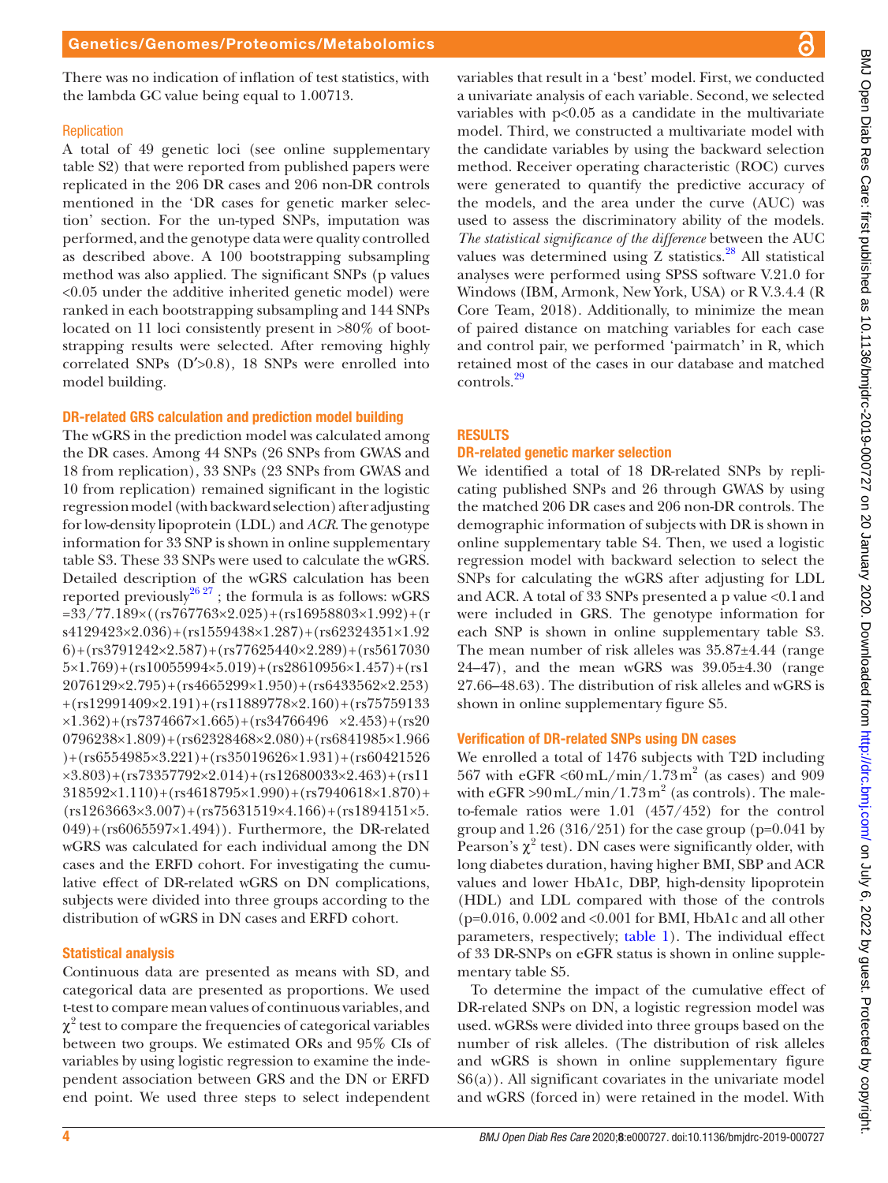There was no indication of inflation of test statistics, with the lambda GC value being equal to 1.00713.

### Replication

A total of 49 genetic loci (see online supplementary table S2) that were reported from published papers were replicated in the 206 DR cases and 206 non-DR controls mentioned in the 'DR cases for genetic marker selection' section. For the un-typed SNPs, imputation was performed, and the genotype data were quality controlled as described above. A 100 bootstrapping subsampling method was also applied. The significant SNPs (p values <0.05 under the additive inherited genetic model) were ranked in each bootstrapping subsampling and 144 SNPs located on 11 loci consistently present in >80% of bootstrapping results were selected. After removing highly correlated SNPs (D′>0.8), 18 SNPs were enrolled into model building.

### DR-related GRS calculation and prediction model building

The wGRS in the prediction model was calculated among the DR cases. Among 44 SNPs (26 SNPs from GWAS and 18 from replication), 33 SNPs (23 SNPs from GWAS and 10 from replication) remained significant in the logistic regression model (with backward selection) after adjusting for low-density lipoprotein (LDL) and *ACR*. The genotype information for 33 SNP is shown in online supplementary table S3. These 33 SNPs were used to calculate the wGRS. Detailed description of the wGRS calculation has been reported previously[26 27]; the formula is as follows: wGRS =33/77.189×((rs767763×2.025)+(rs16958803×1.992)+(rs4129423×2.036)+(rs1559438×1.287)+(rs62324351×1.926)+(rs3791242×2.587)+(rs77625440×2.289)+(rs56170305×1.769)+(rs10055994×5.019)+(rs28610956×1.457)+(rs12076129×2.795)+(rs4665299×1.950)+(rs6433562×2.253)+(rs12991409×2.191)+(rs11889778×2.160)+(rs75759133×1.362)+(rs7374667×1.665)+(rs34766496 ×2.453)+(rs200796238×1.809)+(rs62328468×2.080)+(rs6841985×1.966)+(rs6554985×3.221)+(rs35019626×1.931)+(rs60421526×3.803)+(rs73357792×2.014)+(rs12680033×2.463)+(rs11318592×1.110)+(rs4618795×1.990)+(rs7940618×1.870)+(rs1263663×3.007)+(rs75631519×4.166)+(rs1894151×5.049)+(rs6065597×1.494)). Furthermore, the DR-related wGRS was calculated for each individual among the DN cases and the ERFD cohort. For investigating the cumulative effect of DR-related wGRS on DN complications, subjects were divided into three groups according to the distribution of wGRS in DN cases and ERFD cohort.

### Statistical analysis

Continuous data are presented as means with SD, and categorical data are presented as proportions. We used t-test to compare mean values of continuous variables, and $\chi^2$ test to compare the frequencies of categorical variables between two groups. We estimated ORs and 95% CIs of variables by using logistic regression to examine the independent association between GRS and the DN or ERFD end point. We used three steps to select independent variables that result in a 'best' model. First, we conducted a univariate analysis of each variable. Second, we selected variables with p<0.05 as a candidate in the multivariate model. Third, we constructed a multivariate model with the candidate variables by using the backward selection method. Receiver operating characteristic (ROC) curves were generated to quantify the predictive accuracy of the models, and the area under the curve (AUC) was used to assess the discriminatory ability of the models. *The statistical significance of the difference* between the AUC values was determined using Z statistics.[28] All statistical analyses were performed using SPSS software V.21.0 for Windows (IBM, Armonk, New York, USA) or R V.3.4.4 (R Core Team, 2018). Additionally, to minimize the mean of paired distance on matching variables for each case and control pair, we performed 'pairmatch' in R, which retained most of the cases in our database and matched controls.[29]

## RESULTS

### DR-related genetic marker selection

We identified a total of 18 DR-related SNPs by replicating published SNPs and 26 through GWAS by using the matched 206 DR cases and 206 non-DR controls. The demographic information of subjects with DR is shown in online supplementary table S4. Then, we used a logistic regression model with backward selection to select the SNPs for calculating the wGRS after adjusting for LDL and ACR. A total of 33 SNPs presented a p value <0.1 and were included in GRS. The genotype information for each SNP is shown in online supplementary table S3. The mean number of risk alleles was 35.87±4.44 (range 24–47), and the mean wGRS was 39.05±4.30 (range 27.66–48.63). The distribution of risk alleles and wGRS is shown in online supplementary figure S5.

### Verification of DR-related SNPs using DN cases

We enrolled a total of 1476 subjects with T2D including 567 with eGFR <60 mL/min/1.73 m$^2$ (as cases) and 909 with eGFR >90 mL/min/1.73 m$^2$ (as controls). The male-to-female ratios were 1.01 (457/452) for the control group and 1.26 (316/251) for the case group (p=0.041 by Pearson's $\chi^2$ test). DN cases were significantly older, with long diabetes duration, having higher BMI, SBP and ACR values and lower HbA1c, DBP, high-density lipoprotein (HDL) and LDL compared with those of the controls (p=0.016, 0.002 and <0.001 for BMI, HbA1c and all other parameters, respectively; table 1). The individual effect of 33 DR-SNPs on eGFR status is shown in online supplementary table S5.

To determine the impact of the cumulative effect of DR-related SNPs on DN, a logistic regression model was used. wGRSs were divided into three groups based on the number of risk alleles. (The distribution of risk alleles and wGRS is shown in online supplementary figure S6(a)). All significant covariates in the univariate model and wGRS (forced in) were retained in the model. With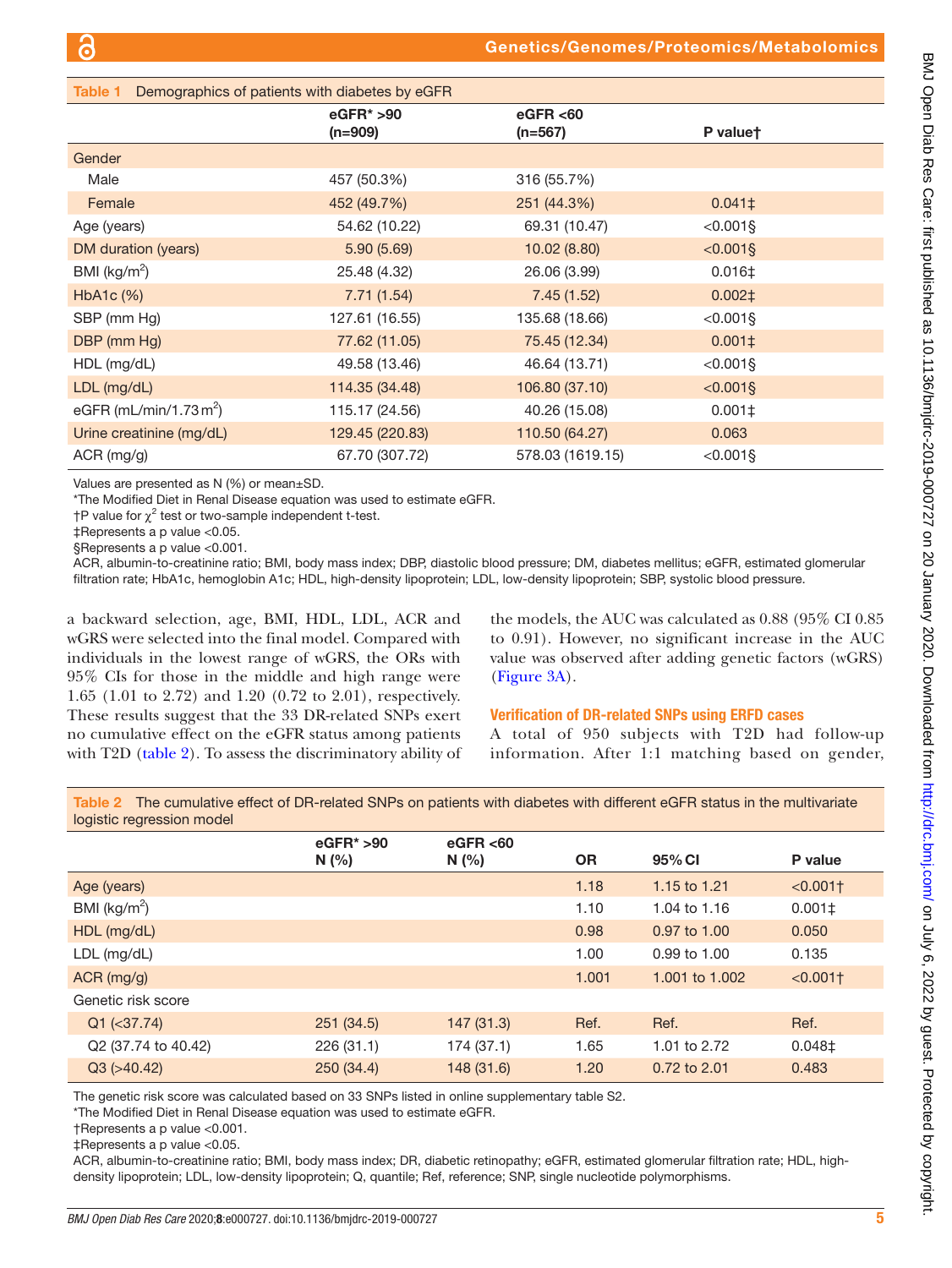**Table 1** Demographics of patients with diabetes by eGFR

| | eGFR* >90 (n=909) | eGFR <60 (n=567) | P value† |
|---|---|---|---|
| Gender | | | |
| Male | 457 (50.3%) | 316 (55.7%) | |
| Female | 452 (49.7%) | 251 (44.3%) | 0.041‡ |
| Age (years) | 54.62 (10.22) | 69.31 (10.47) | <0.001§ |
| DM duration (years) | 5.90 (5.69) | 10.02 (8.80) | <0.001§ |
| BMI (kg/m$^2$) | 25.48 (4.32) | 26.06 (3.99) | 0.016‡ |
| HbA1c (%) | 7.71 (1.54) | 7.45 (1.52) | 0.002‡ |
| SBP (mm Hg) | 127.61 (16.55) | 135.68 (18.66) | <0.001§ |
| DBP (mm Hg) | 77.62 (11.05) | 75.45 (12.34) | 0.001‡ |
| HDL (mg/dL) | 49.58 (13.46) | 46.64 (13.71) | <0.001§ |
| LDL (mg/dL) | 114.35 (34.48) | 106.80 (37.10) | <0.001§ |
| eGFR (mL/min/1.73 m$^2$) | 115.17 (24.56) | 40.26 (15.08) | 0.001‡ |
| Urine creatinine (mg/dL) | 129.45 (220.83) | 110.50 (64.27) | 0.063 |
| ACR (mg/g) | 67.70 (307.72) | 578.03 (1619.15) | <0.001§ |

Values are presented as N (%) or mean±SD.
*The Modified Diet in Renal Disease equation was used to estimate eGFR.
†P value for $\chi^2$ test or two-sample independent t-test.
‡Represents a p value <0.05.
§Represents a p value <0.001.
ACR, albumin-to-creatinine ratio; BMI, body mass index; DBP, diastolic blood pressure; DM, diabetes mellitus; eGFR, estimated glomerular filtration rate; HbA1c, hemoglobin A1c; HDL, high-density lipoprotein; LDL, low-density lipoprotein; SBP, systolic blood pressure.

a backward selection, age, BMI, HDL, LDL, ACR and wGRS were selected into the final model. Compared with individuals in the lowest range of wGRS, the ORs with 95% CIs for those in the middle and high range were 1.65 (1.01 to 2.72) and 1.20 (0.72 to 2.01), respectively. These results suggest that the 33 DR-related SNPs exert no cumulative effect on the eGFR status among patients with T2D (table 2). To assess the discriminatory ability of the models, the AUC was calculated as 0.88 (95% CI 0.85 to 0.91). However, no significant increase in the AUC value was observed after adding genetic factors (wGRS) (Figure 3A).

### Verification of DR-related SNPs using ERFD cases

A total of 950 subjects with T2D had follow-up information. After 1:1 matching based on gender,

**Table 2** The cumulative effect of DR-related SNPs on patients with diabetes with different eGFR status in the multivariate logistic regression model

| | eGFR* >90 N (%) | eGFR <60 N (%) | OR | 95% CI | P value |
|---|---|---|---|---|---|
| Age (years) | | | 1.18 | 1.15 to 1.21 | <0.001† |
| BMI (kg/m$^2$) | | | 1.10 | 1.04 to 1.16 | 0.001‡ |
| HDL (mg/dL) | | | 0.98 | 0.97 to 1.00 | 0.050 |
| LDL (mg/dL) | | | 1.00 | 0.99 to 1.00 | 0.135 |
| ACR (mg/g) | | | 1.001 | 1.001 to 1.002 | <0.001† |
| Genetic risk score | | | | | |
| Q1 (<37.74) | 251 (34.5) | 147 (31.3) | Ref. | Ref. | Ref. |
| Q2 (37.74 to 40.42) | 226 (31.1) | 174 (37.1) | 1.65 | 1.01 to 2.72 | 0.048‡ |
| Q3 (>40.42) | 250 (34.4) | 148 (31.6) | 1.20 | 0.72 to 2.01 | 0.483 |

The genetic risk score was calculated based on 33 SNPs listed in online supplementary table S2.
*The Modified Diet in Renal Disease equation was used to estimate eGFR.
†Represents a p value <0.001.
‡Represents a p value <0.05.
ACR, albumin-to-creatinine ratio; BMI, body mass index; DR, diabetic retinopathy; eGFR, estimated glomerular filtration rate; HDL, high-density lipoprotein; LDL, low-density lipoprotein; Q, quantile; Ref, reference; SNP, single nucleotide polymorphisms.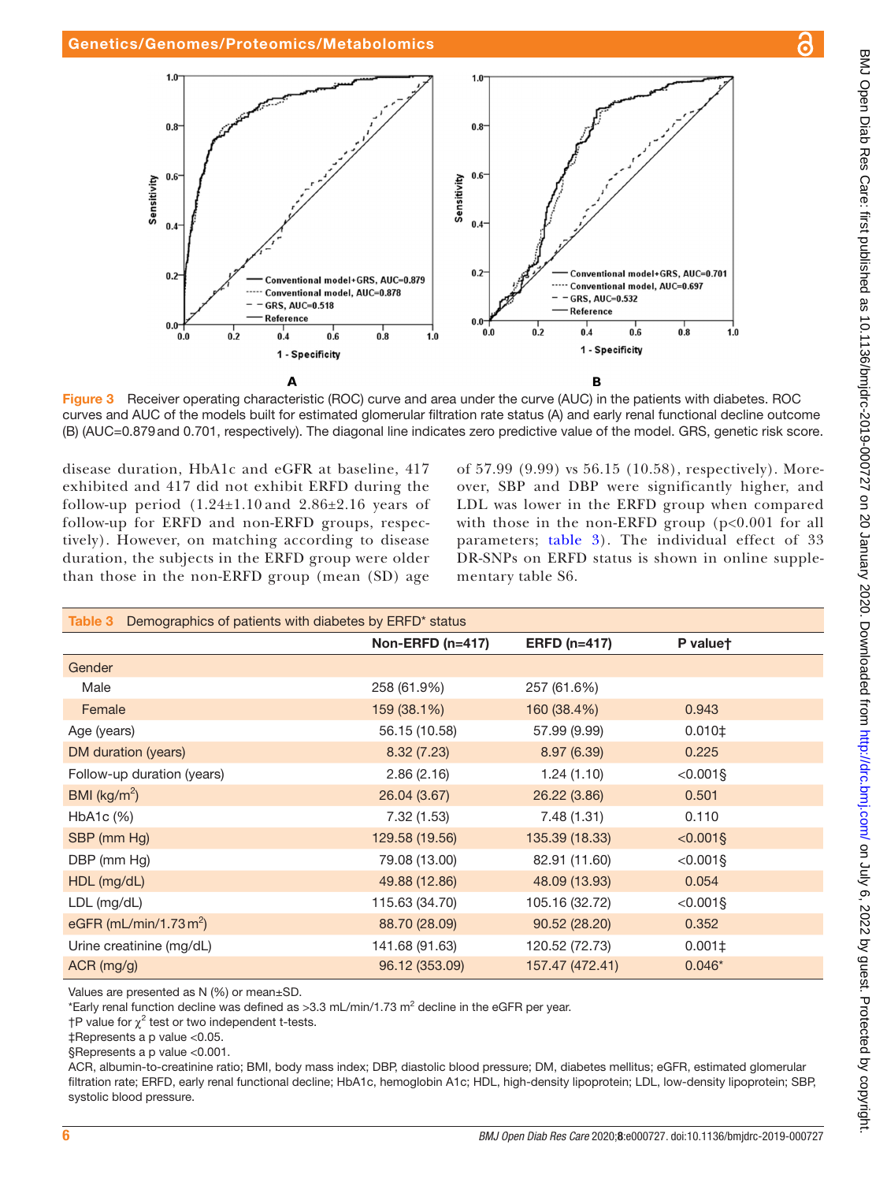Figure 3 Receiver operating characteristic (ROC) curve and area under the curve (AUC) in the patients with diabetes. ROC curves and AUC of the models built for estimated glomerular filtration rate status (A) and early renal functional decline outcome (B) (AUC=0.879 and 0.701, respectively). The diagonal line indicates zero predictive value of the model. GRS, genetic risk score.

disease duration, HbA1c and eGFR at baseline, 417 exhibited and 417 did not exhibit ERFD during the follow-up period (1.24±1.10 and 2.86±2.16 years of follow-up for ERFD and non-ERFD groups, respectively). However, on matching according to disease duration, the subjects in the ERFD group were older than those in the non-ERFD group (mean (SD) age of 57.99 (9.99) vs 56.15 (10.58), respectively). Moreover, SBP and DBP were significantly higher, and LDL was lower in the ERFD group when compared with those in the non-ERFD group (p<0.001 for all parameters; table 3). The individual effect of 33 DR-SNPs on ERFD status is shown in online supplementary table S6.

Table 3 Demographics of patients with diabetes by ERFD* status

| | Non-ERFD (n=417) | ERFD (n=417) | P value† |
|---|---|---|---|
| Gender | | | |
| Male | 258 (61.9%) | 257 (61.6%) | |
| Female | 159 (38.1%) | 160 (38.4%) | 0.943 |
| Age (years) | 56.15 (10.58) | 57.99 (9.99) | 0.010‡ |
| DM duration (years) | 8.32 (7.23) | 8.97 (6.39) | 0.225 |
| Follow-up duration (years) | 2.86 (2.16) | 1.24 (1.10) | <0.001§ |
| BMI (kg/m$^2$) | 26.04 (3.67) | 26.22 (3.86) | 0.501 |
| HbA1c (%) | 7.32 (1.53) | 7.48 (1.31) | 0.110 |
| SBP (mm Hg) | 129.58 (19.56) | 135.39 (18.33) | <0.001§ |
| DBP (mm Hg) | 79.08 (13.00) | 82.91 (11.60) | <0.001§ |
| HDL (mg/dL) | 49.88 (12.86) | 48.09 (13.93) | 0.054 |
| LDL (mg/dL) | 115.63 (34.70) | 105.16 (32.72) | <0.001§ |
| eGFR (mL/min/1.73 m$^2$) | 88.70 (28.09) | 90.52 (28.20) | 0.352 |
| Urine creatinine (mg/dL) | 141.68 (91.63) | 120.52 (72.73) | 0.001‡ |
| ACR (mg/g) | 96.12 (353.09) | 157.47 (472.41) | 0.046* |

Values are presented as N (%) or mean±SD.

*Early renal function decline was defined as >3.3 mL/min/1.73 m$^2$ decline in the eGFR per year.

†P value for $\chi^2$ test or two independent t-tests.

‡Represents a p value <0.05.

§Represents a p value <0.001.

ACR, albumin-to-creatinine ratio; BMI, body mass index; DBP, diastolic blood pressure; DM, diabetes mellitus; eGFR, estimated glomerular filtration rate; ERFD, early renal functional decline; HbA1c, hemoglobin A1c; HDL, high-density lipoprotein; LDL, low-density lipoprotein; SBP, systolic blood pressure.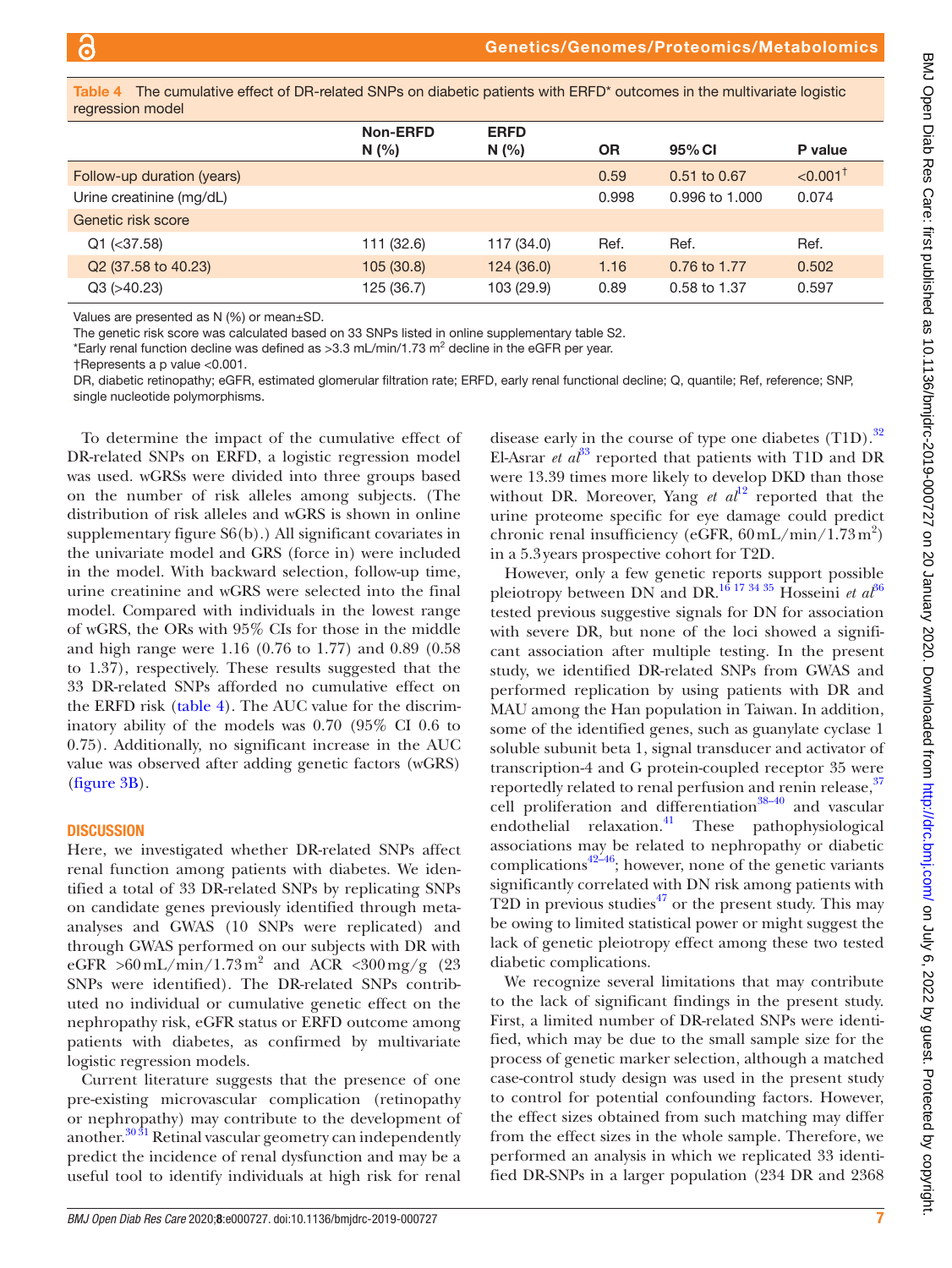**Table 4** The cumulative effect of DR-related SNPs on diabetic patients with ERFD* outcomes in the multivariate logistic regression model

| | Non-ERFD N (%) | ERFD N (%) | OR | 95% CI | P value |
|---|---|---|---|---|---|
| Follow-up duration (years) | | | 0.59 | 0.51 to 0.67 | <0.001† |
| Urine creatinine (mg/dL) | | | 0.998 | 0.996 to 1.000 | 0.074 |
| Genetic risk score | | | | | |
| Q1 (<37.58) | 111 (32.6) | 117 (34.0) | Ref. | Ref. | Ref. |
| Q2 (37.58 to 40.23) | 105 (30.8) | 124 (36.0) | 1.16 | 0.76 to 1.77 | 0.502 |
| Q3 (>40.23) | 125 (36.7) | 103 (29.9) | 0.89 | 0.58 to 1.37 | 0.597 |

Values are presented as N (%) or mean±SD.
The genetic risk score was calculated based on 33 SNPs listed in online supplementary table S2.
*Early renal function decline was defined as >3.3 mL/min/1.73 $m^2$ decline in the eGFR per year.
†Represents a p value <0.001.
DR, diabetic retinopathy; eGFR, estimated glomerular filtration rate; ERFD, early renal functional decline; Q, quantile; Ref, reference; SNP, single nucleotide polymorphisms.

To determine the impact of the cumulative effect of DR-related SNPs on ERFD, a logistic regression model was used. wGRSs were divided into three groups based on the number of risk alleles among subjects. (The distribution of risk alleles and wGRS is shown in online supplementary figure S6(b).) All significant covariates in the univariate model and GRS (force in) were included in the model. With backward selection, follow-up time, urine creatinine and wGRS were selected into the final model. Compared with individuals in the lowest range of wGRS, the ORs with 95% CIs for those in the middle and high range were 1.16 (0.76 to 1.77) and 0.89 (0.58 to 1.37), respectively. These results suggested that the 33 DR-related SNPs afforded no cumulative effect on the ERFD risk (table 4). The AUC value for the discriminatory ability of the models was 0.70 (95% CI 0.6 to 0.75). Additionally, no significant increase in the AUC value was observed after adding genetic factors (wGRS) (figure 3B).

## DISCUSSION

Here, we investigated whether DR-related SNPs affect renal function among patients with diabetes. We identified a total of 33 DR-related SNPs by replicating SNPs on candidate genes previously identified through meta-analyses and GWAS (10 SNPs were replicated) and through GWAS performed on our subjects with DR with eGFR >60 mL/min/1.73 $m^2$ and ACR <300 mg/g (23 SNPs were identified). The DR-related SNPs contributed no individual or cumulative genetic effect on the nephropathy risk, eGFR status or ERFD outcome among patients with diabetes, as confirmed by multivariate logistic regression models.

Current literature suggests that the presence of one pre-existing microvascular complication (retinopathy or nephropathy) may contribute to the development of another.[30 31] Retinal vascular geometry can independently predict the incidence of renal dysfunction and may be a useful tool to identify individuals at high risk for renal disease early in the course of type one diabetes (T1D).[32] El-Asrar *et al*[33] reported that patients with T1D and DR were 13.39 times more likely to develop DKD than those without DR. Moreover, Yang *et al*[12] reported that the urine proteome specific for eye damage could predict chronic renal insufficiency (eGFR, 60 mL/min/1.73 $m^2$) in a 5.3 years prospective cohort for T2D.

However, only a few genetic reports support possible pleiotropy between DN and DR.[16 17 34 35] Hosseini *et al*[36] tested previous suggestive signals for DN for association with severe DR, but none of the loci showed a significant association after multiple testing. In the present study, we identified DR-related SNPs from GWAS and performed replication by using patients with DR and MAU among the Han population in Taiwan. In addition, some of the identified genes, such as guanylate cyclase 1 soluble subunit beta 1, signal transducer and activator of transcription-4 and G protein-coupled receptor 35 were reportedly related to renal perfusion and renin release,[37] cell proliferation and differentiation[38–40] and vascular endothelial relaxation.[41] These pathophysiological associations may be related to nephropathy or diabetic complications[42–46]; however, none of the genetic variants significantly correlated with DN risk among patients with T2D in previous studies[47] or the present study. This may be owing to limited statistical power or might suggest the lack of genetic pleiotropy effect among these two tested diabetic complications.

We recognize several limitations that may contribute to the lack of significant findings in the present study. First, a limited number of DR-related SNPs were identified, which may be due to the small sample size for the process of genetic marker selection, although a matched case-control study design was used in the present study to control for potential confounding factors. However, the effect sizes obtained from such matching may differ from the effect sizes in the whole sample. Therefore, we performed an analysis in which we replicated 33 identified DR-SNPs in a larger population (234 DR and 2368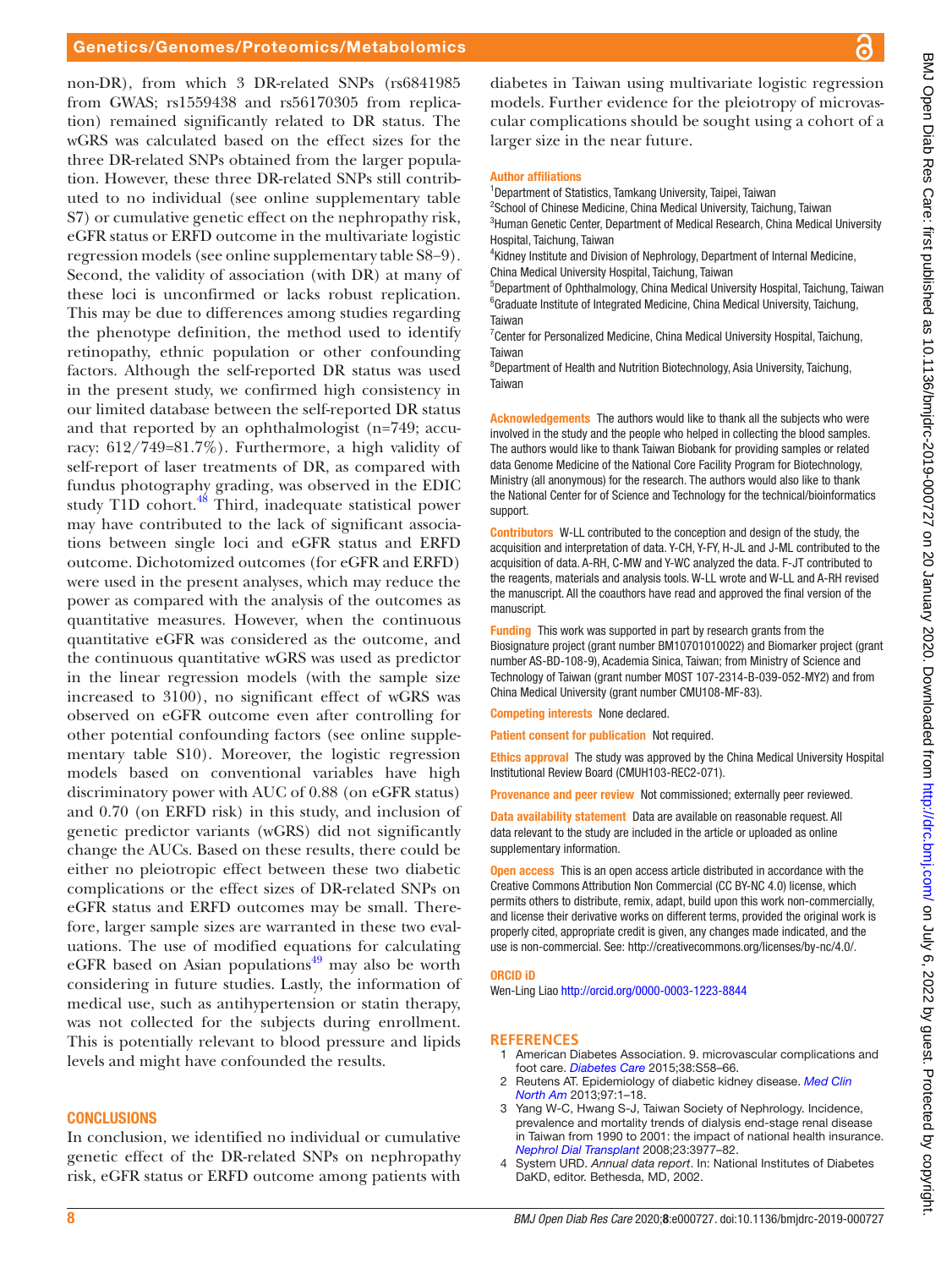non-DR), from which 3 DR-related SNPs (rs6841985 from GWAS; rs1559438 and rs56170305 from replication) remained significantly related to DR status. The wGRS was calculated based on the effect sizes for the three DR-related SNPs obtained from the larger population. However, these three DR-related SNPs still contributed to no individual (see online supplementary table S7) or cumulative genetic effect on the nephropathy risk, eGFR status or ERFD outcome in the multivariate logistic regression models (see online supplementary table S8–9). Second, the validity of association (with DR) at many of these loci is unconfirmed or lacks robust replication. This may be due to differences among studies regarding the phenotype definition, the method used to identify retinopathy, ethnic population or other confounding factors. Although the self-reported DR status was used in the present study, we confirmed high consistency in our limited database between the self-reported DR status and that reported by an ophthalmologist (n=749; accuracy: 612/749=81.7%). Furthermore, a high validity of self-report of laser treatments of DR, as compared with fundus photography grading, was observed in the EDIC study T1D cohort.[48] Third, inadequate statistical power may have contributed to the lack of significant associations between single loci and eGFR status and ERFD outcome. Dichotomized outcomes (for eGFR and ERFD) were used in the present analyses, which may reduce the power as compared with the analysis of the outcomes as quantitative measures. However, when the continuous quantitative eGFR was considered as the outcome, and the continuous quantitative wGRS was used as predictor in the linear regression models (with the sample size increased to 3100), no significant effect of wGRS was observed on eGFR outcome even after controlling for other potential confounding factors (see online supplementary table S10). Moreover, the logistic regression models based on conventional variables have high discriminatory power with AUC of 0.88 (on eGFR status) and 0.70 (on ERFD risk) in this study, and inclusion of genetic predictor variants (wGRS) did not significantly change the AUCs. Based on these results, there could be either no pleiotropic effect between these two diabetic complications or the effect sizes of DR-related SNPs on eGFR status and ERFD outcomes may be small. Therefore, larger sample sizes are warranted in these two evaluations. The use of modified equations for calculating eGFR based on Asian populations[49] may also be worth considering in future studies. Lastly, the information of medical use, such as antihypertension or statin therapy, was not collected for the subjects during enrollment. This is potentially relevant to blood pressure and lipids levels and might have confounded the results.

## CONCLUSIONS

In conclusion, we identified no individual or cumulative genetic effect of the DR-related SNPs on nephropathy risk, eGFR status or ERFD outcome among patients with diabetes in Taiwan using multivariate logistic regression models. Further evidence for the pleiotropy of microvascular complications should be sought using a cohort of a larger size in the near future.

**Author affiliations**

[1]Department of Statistics, Tamkang University, Taipei, Taiwan
[2]School of Chinese Medicine, China Medical University, Taichung, Taiwan
[3]Human Genetic Center, Department of Medical Research, China Medical University Hospital, Taichung, Taiwan
[4]Kidney Institute and Division of Nephrology, Department of Internal Medicine, China Medical University Hospital, Taichung, Taiwan
[5]Department of Ophthalmology, China Medical University Hospital, Taichung, Taiwan
[6]Graduate Institute of Integrated Medicine, China Medical University, Taichung, Taiwan
[7]Center for Personalized Medicine, China Medical University Hospital, Taichung, Taiwan
[8]Department of Health and Nutrition Biotechnology, Asia University, Taichung, Taiwan

**Acknowledgements** The authors would like to thank all the subjects who were involved in the study and the people who helped in collecting the blood samples. The authors would like to thank Taiwan Biobank for providing samples or related data Genome Medicine of the National Core Facility Program for Biotechnology, Ministry (all anonymous) for the research. The authors would also like to thank the National Center for of Science and Technology for the technical/bioinformatics support.

**Contributors** W-LL contributed to the conception and design of the study, the acquisition and interpretation of data. Y-CH, Y-FY, H-JL and J-ML contributed to the acquisition of data. A-RH, C-MW and Y-WC analyzed the data. F-JT contributed to the reagents, materials and analysis tools. W-LL wrote and W-LL and A-RH revised the manuscript. All the coauthors have read and approved the final version of the manuscript.

**Funding** This work was supported in part by research grants from the Biosignature project (grant number BM10701010022) and Biomarker project (grant number AS-BD-108-9), Academia Sinica, Taiwan; from Ministry of Science and Technology of Taiwan (grant number MOST 107-2314-B-039-052-MY2) and from China Medical University (grant number CMU108-MF-83).

**Competing interests** None declared.

**Patient consent for publication** Not required.

**Ethics approval** The study was approved by the China Medical University Hospital Institutional Review Board (CMUH103-REC2-071).

**Provenance and peer review** Not commissioned; externally peer reviewed.

**Data availability statement** Data are available on reasonable request. All data relevant to the study are included in the article or uploaded as online supplementary information.

**Open access** This is an open access article distributed in accordance with the Creative Commons Attribution Non Commercial (CC BY-NC 4.0) license, which permits others to distribute, remix, adapt, build upon this work non-commercially, and license their derivative works on different terms, provided the original work is properly cited, appropriate credit is given, any changes made indicated, and the use is non-commercial. See: http://creativecommons.org/licenses/by-nc/4.0/.

**ORCID iD**

Wen-Ling Liao http://orcid.org/0000-0003-1223-8844

## REFERENCES

1. American Diabetes Association. 9. microvascular complications and foot care. *Diabetes Care* 2015;38:S58–66.
2. Reutens AT. Epidemiology of diabetic kidney disease. *Med Clin North Am* 2013;97:1–18.
3. Yang W-C, Hwang S-J, Taiwan Society of Nephrology. Incidence, prevalence and mortality trends of dialysis end-stage renal disease in Taiwan from 1990 to 2001: the impact of national health insurance. *Nephrol Dial Transplant* 2008;23:3977–82.
4. System URD. *Annual data report*. In: National Institutes of Diabetes DaKD, editor. Bethesda, MD, 2002.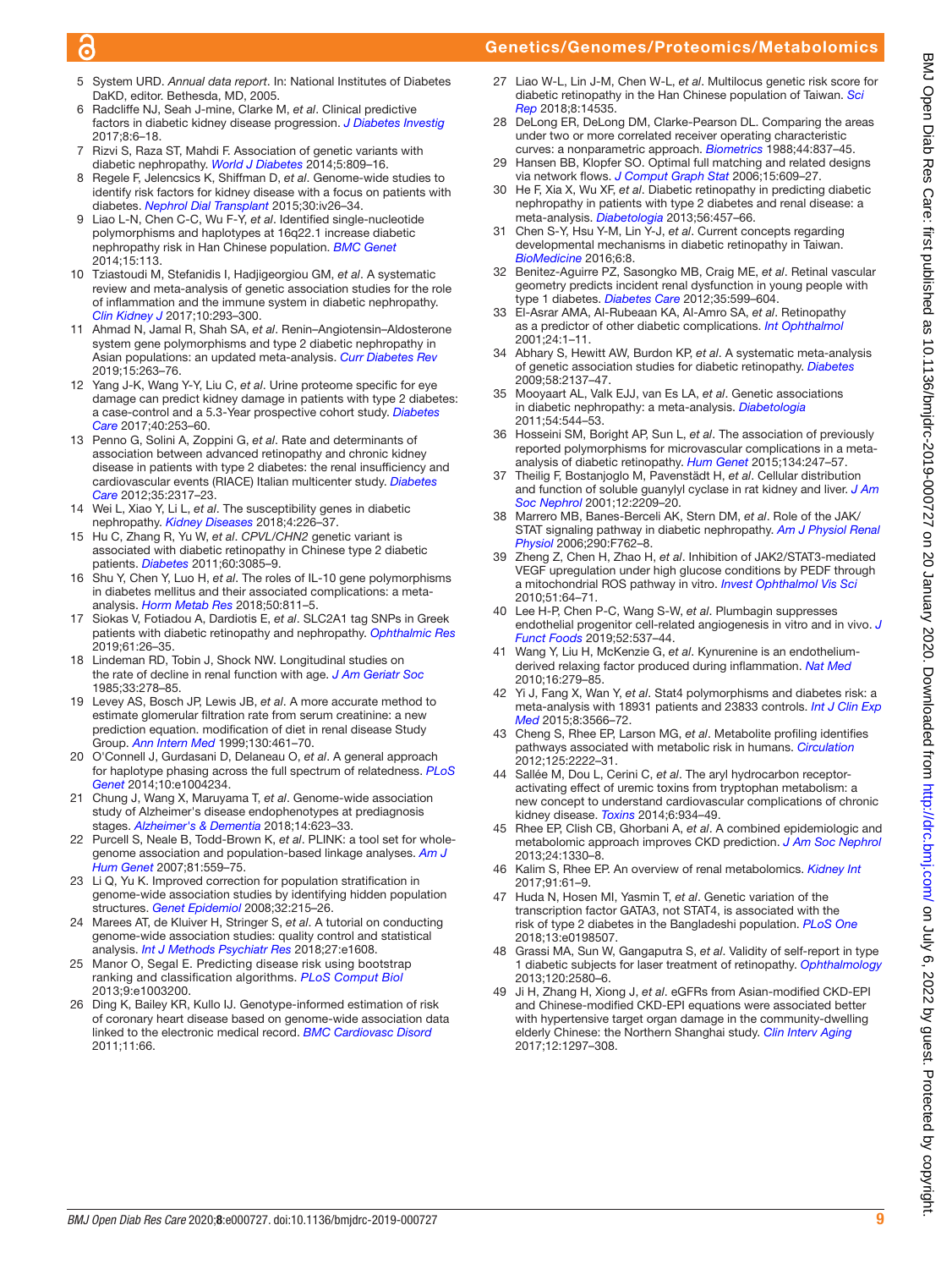5 System URD. *Annual data report*. In: National Institutes of Diabetes DaKD, editor. Bethesda, MD, 2005.
6 Radcliffe NJ, Seah J-mine, Clarke M, *et al*. Clinical predictive factors in diabetic kidney disease progression. *J Diabetes Investig* 2017;8:6–18.
7 Rizvi S, Raza ST, Mahdi F. Association of genetic variants with diabetic nephropathy. *World J Diabetes* 2014;5:809–16.
8 Regele F, Jelencsics K, Shiffman D, *et al*. Genome-wide studies to identify risk factors for kidney disease with a focus on patients with diabetes. *Nephrol Dial Transplant* 2015;30:iv26–34.
9 Liao L-N, Chen C-C, Wu F-Y, *et al*. Identified single-nucleotide polymorphisms and haplotypes at 16q22.1 increase diabetic nephropathy risk in Han Chinese population. *BMC Genet* 2014;15:113.
10 Tziastoudi M, Stefanidis I, Hadjigeorgiou GM, *et al*. A systematic review and meta-analysis of genetic association studies for the role of inflammation and the immune system in diabetic nephropathy. *Clin Kidney J* 2017;10:293–300.
11 Ahmad N, Jamal R, Shah SA, *et al*. Renin–Angiotensin–Aldosterone system gene polymorphisms and type 2 diabetic nephropathy in Asian populations: an updated meta-analysis. *Curr Diabetes Rev* 2019;15:263–76.
12 Yang J-K, Wang Y-Y, Liu C, *et al*. Urine proteome specific for eye damage can predict kidney damage in patients with type 2 diabetes: a case-control and a 5.3-Year prospective cohort study. *Diabetes Care* 2017;40:253–60.
13 Penno G, Solini A, Zoppini G, *et al*. Rate and determinants of association between advanced retinopathy and chronic kidney disease in patients with type 2 diabetes: the renal insufficiency and cardiovascular events (RIACE) Italian multicenter study. *Diabetes Care* 2012;35:2317–23.
14 Wei L, Xiao Y, Li L, *et al*. The susceptibility genes in diabetic nephropathy. *Kidney Diseases* 2018;4:226–37.
15 Hu C, Zhang R, Yu W, *et al*. *CPVL/CHN2* genetic variant is associated with diabetic retinopathy in Chinese type 2 diabetic patients. *Diabetes* 2011;60:3085–9.
16 Shu Y, Chen Y, Luo H, *et al*. The roles of IL-10 gene polymorphisms in diabetes mellitus and their associated complications: a meta-analysis. *Horm Metab Res* 2018;50:811–5.
17 Siokas V, Fotiadou A, Dardiotis E, *et al*. SLC2A1 tag SNPs in Greek patients with diabetic retinopathy and nephropathy. *Ophthalmic Res* 2019;61:26–35.
18 Lindeman RD, Tobin J, Shock NW. Longitudinal studies on the rate of decline in renal function with age. *J Am Geriatr Soc* 1985;33:278–85.
19 Levey AS, Bosch JP, Lewis JB, *et al*. A more accurate method to estimate glomerular filtration rate from serum creatinine: a new prediction equation. modification of diet in renal disease Study Group. *Ann Intern Med* 1999;130:461–70.
20 O'Connell J, Gurdasani D, Delaneau O, *et al*. A general approach for haplotype phasing across the full spectrum of relatedness. *PLoS Genet* 2014;10:e1004234.
21 Chung J, Wang X, Maruyama T, *et al*. Genome-wide association study of Alzheimer's disease endophenotypes at prediagnosis stages. *Alzheimer's & Dementia* 2018;14:623–33.
22 Purcell S, Neale B, Todd-Brown K, *et al*. PLINK: a tool set for whole-genome association and population-based linkage analyses. *Am J Hum Genet* 2007;81:559–75.
23 Li Q, Yu K. Improved correction for population stratification in genome-wide association studies by identifying hidden population structures. *Genet Epidemiol* 2008;32:215–26.
24 Marees AT, de Kluiver H, Stringer S, *et al*. A tutorial on conducting genome-wide association studies: quality control and statistical analysis. *Int J Methods Psychiatr Res* 2018;27:e1608.
25 Manor O, Segal E. Predicting disease risk using bootstrap ranking and classification algorithms. *PLoS Comput Biol* 2013;9:e1003200.
26 Ding K, Bailey KR, Kullo IJ. Genotype-informed estimation of risk of coronary heart disease based on genome-wide association data linked to the electronic medical record. *BMC Cardiovasc Disord* 2011;11:66.
27 Liao W-L, Lin J-M, Chen W-L, *et al*. Multilocus genetic risk score for diabetic retinopathy in the Han Chinese population of Taiwan. *Sci Rep* 2018;8:14535.
28 DeLong ER, DeLong DM, Clarke-Pearson DL. Comparing the areas under two or more correlated receiver operating characteristic curves: a nonparametric approach. *Biometrics* 1988;44:837–45.
29 Hansen BB, Klopfer SO. Optimal full matching and related designs via network flows. *J Comput Graph Stat* 2006;15:609–27.
30 He F, Xia X, Wu XF, *et al*. Diabetic retinopathy in predicting diabetic nephropathy in patients with type 2 diabetes and renal disease: a meta-analysis. *Diabetologia* 2013;56:457–66.
31 Chen S-Y, Hsu Y-M, Lin Y-J, *et al*. Current concepts regarding developmental mechanisms in diabetic retinopathy in Taiwan. *BioMedicine* 2016;6:8.
32 Benitez-Aguirre PZ, Sasongko MB, Craig ME, *et al*. Retinal vascular geometry predicts incident renal dysfunction in young people with type 1 diabetes. *Diabetes Care* 2012;35:599–604.
33 El-Asrar AMA, Al-Rubeaan KA, Al-Amro SA, *et al*. Retinopathy as a predictor of other diabetic complications. *Int Ophthalmol* 2001;24:1–11.
34 Abhary S, Hewitt AW, Burdon KP, *et al*. A systematic meta-analysis of genetic association studies for diabetic retinopathy. *Diabetes* 2009;58:2137–47.
35 Mooyaart AL, Valk EJJ, van Es LA, *et al*. Genetic associations in diabetic nephropathy: a meta-analysis. *Diabetologia* 2011;54:544–53.
36 Hosseini SM, Boright AP, Sun L, *et al*. The association of previously reported polymorphisms for microvascular complications in a meta-analysis of diabetic retinopathy. *Hum Genet* 2015;134:247–57.
37 Theilig F, Bostanjoglo M, Pavenstädt H, *et al*. Cellular distribution and function of soluble guanylyl cyclase in rat kidney and liver. *J Am Soc Nephrol* 2001;12:2209–20.
38 Marrero MB, Banes-Berceli AK, Stern DM, *et al*. Role of the JAK/STAT signaling pathway in diabetic nephropathy. *Am J Physiol Renal Physiol* 2006;290:F762–8.
39 Zheng Z, Chen H, Zhao H, *et al*. Inhibition of JAK2/STAT3-mediated VEGF upregulation under high glucose conditions by PEDF through a mitochondrial ROS pathway in vitro. *Invest Ophthalmol Vis Sci* 2010;51:64–71.
40 Lee H-P, Chen P-C, Wang S-W, *et al*. Plumbagin suppresses endothelial progenitor cell-related angiogenesis in vitro and in vivo. *J Funct Foods* 2019;52:537–44.
41 Wang Y, Liu H, McKenzie G, *et al*. Kynurenine is an endothelium-derived relaxing factor produced during inflammation. *Nat Med* 2010;16:279–85.
42 Yi J, Fang X, Wan Y, *et al*. Stat4 polymorphisms and diabetes risk: a meta-analysis with 18931 patients and 23833 controls. *Int J Clin Exp Med* 2015;8:3566–72.
43 Cheng S, Rhee EP, Larson MG, *et al*. Metabolite profiling identifies pathways associated with metabolic risk in humans. *Circulation* 2012;125:2222–31.
44 Sallée M, Dou L, Cerini C, *et al*. The aryl hydrocarbon receptor-activating effect of uremic toxins from tryptophan metabolism: a new concept to understand cardiovascular complications of chronic kidney disease. *Toxins* 2014;6:934–49.
45 Rhee EP, Clish CB, Ghorbani A, *et al*. A combined epidemiologic and metabolomic approach improves CKD prediction. *J Am Soc Nephrol* 2013;24:1330–8.
46 Kalim S, Rhee EP. An overview of renal metabolomics. *Kidney Int* 2017;91:61–9.
47 Huda N, Hosen MI, Yasmin T, *et al*. Genetic variation of the transcription factor GATA3, not STAT4, is associated with the risk of type 2 diabetes in the Bangladeshi population. *PLoS One* 2018;13:e0198507.
48 Grassi MA, Sun W, Gangaputra S, *et al*. Validity of self-report in type 1 diabetic subjects for laser treatment of retinopathy. *Ophthalmology* 2013;120:2580–6.
49 Ji H, Zhang H, Xiong J, *et al*. eGFRs from Asian-modified CKD-EPI and Chinese-modified CKD-EPI equations were associated better with hypertensive target organ damage in the community-dwelling elderly Chinese: the Northern Shanghai study. *Clin Interv Aging* 2017;12:1297–308.